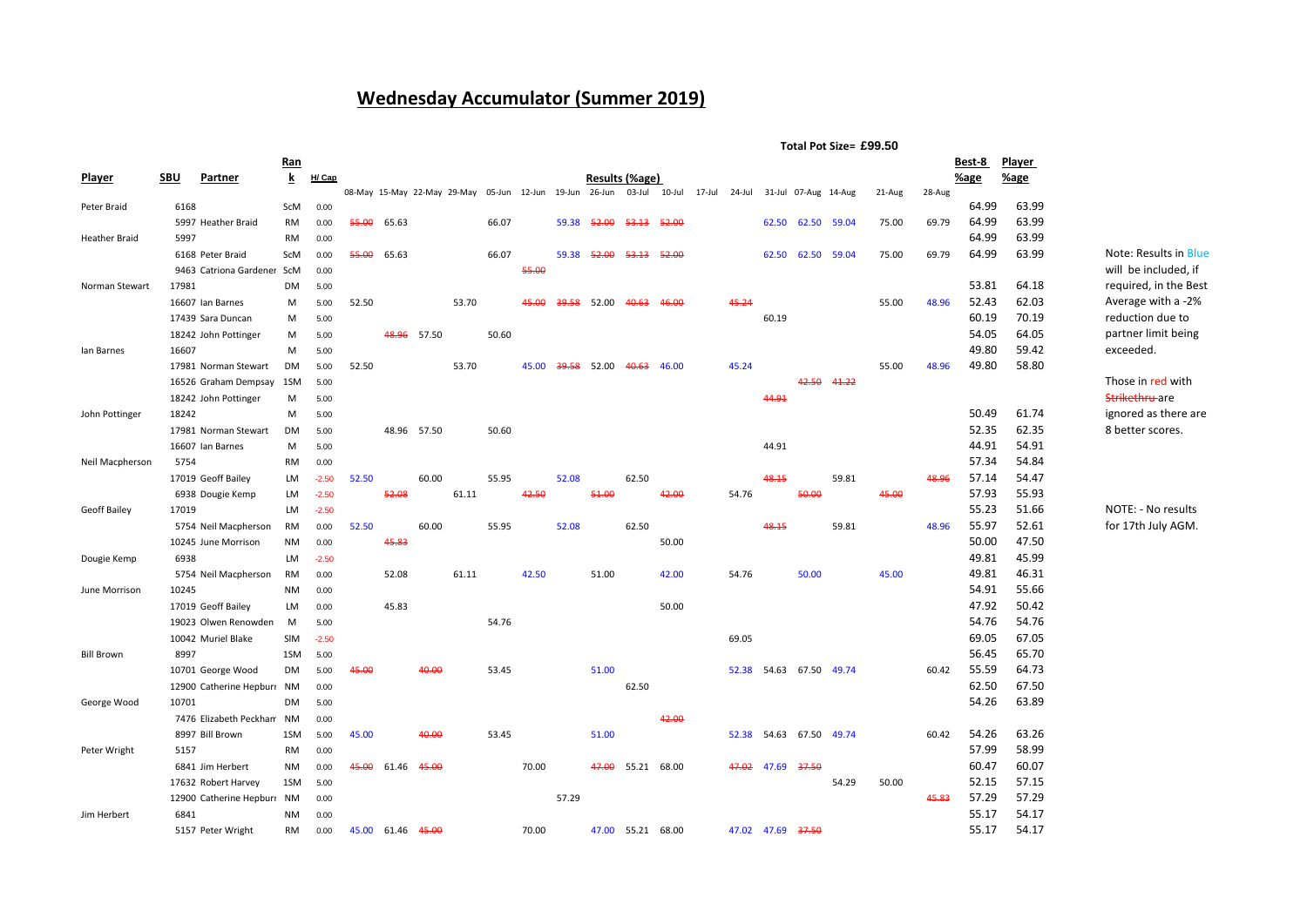# Wednesday Accumulator (Summer 2019)

**Total Pot Size= £99.50**

| Player | SBU | Partner | Rank | H/ Cap | 08-May | 15-May | 22-May | 29-May | 05-Jun | 12-Jun | 19-Jun | 26-Jun | 03-Jul | 10-Jul | 17-Jul | 24-Jul | 31-Jul | 07-Aug | 14-Aug | 21-Aug | 28-Aug | Best-8 %age | Player %age |
|---|---|---|---|---|---|---|---|---|---|---|---|---|---|---|---|---|---|---|---|---|---|---|---|
| Peter Braid | 6168 | | ScM | 0.00 | | | | | | | | | | | | | | | | | | 64.99 | 63.99 |
| | 5997 | Heather Braid | RM | 0.00 | ~~55.00~~ | 65.63 | | | 66.07 | | 59.38 | ~~52.00~~ | ~~53.13~~ | ~~52.00~~ | | | 62.50 | 62.50 | 59.04 | 75.00 | 69.79 | 64.99 | 63.99 |
| Heather Braid | 5997 | | RM | 0.00 | | | | | | | | | | | | | | | | | | 64.99 | 63.99 |
| | 6168 | Peter Braid | ScM | 0.00 | ~~55.00~~ | 65.63 | | | 66.07 | | 59.38 | ~~52.00~~ | ~~53.13~~ | ~~52.00~~ | | | 62.50 | 62.50 | 59.04 | 75.00 | 69.79 | 64.99 | 63.99 |
| | 9463 | Catriona Gardener | ScM | 0.00 | | | | | | ~~55.00~~ | | | | | | | | | | | | | |
| Norman Stewart | 17981 | | DM | 5.00 | | | | | | | | | | | | | | | | | | 53.81 | 64.18 |
| | 16607 | Ian Barnes | M | 5.00 | 52.50 | | | 53.70 | | ~~45.00~~ | ~~39.58~~ | 52.00 | ~~40.63~~ | ~~46.00~~ | | ~~45.24~~ | | | | 55.00 | 48.96 | 52.43 | 62.03 |
| | 17439 | Sara Duncan | M | 5.00 | | | | | | | | | | | | | 60.19 | | | | | 60.19 | 70.19 |
| | 18242 | John Pottinger | M | 5.00 | | ~~48.96~~ | 57.50 | | 50.60 | | | | | | | | | | | | | 54.05 | 64.05 |
| Ian Barnes | 16607 | | M | 5.00 | | | | | | | | | | | | | | | | | | 49.80 | 59.42 |
| | 17981 | Norman Stewart | DM | 5.00 | 52.50 | | | 53.70 | | 45.00 | ~~39.58~~ | 52.00 | ~~40.63~~ | 46.00 | | 45.24 | | | | 55.00 | 48.96 | 49.80 | 58.80 |
| | 16526 | Graham Dempsay | 1SM | 5.00 | | | | | | | | | | | | | | ~~42.50~~ | ~~41.22~~ | | | | |
| | 18242 | John Pottinger | M | 5.00 | | | | | | | | | | | | | ~~44.91~~ | | | | | | |
| John Pottinger | 18242 | | M | 5.00 | | | | | | | | | | | | | | | | | | 50.49 | 61.74 |
| | 17981 | Norman Stewart | DM | 5.00 | | 48.96 | 57.50 | | 50.60 | | | | | | | | | | | | | 52.35 | 62.35 |
| | 16607 | Ian Barnes | M | 5.00 | | | | | | | | | | | | | 44.91 | | | | | 44.91 | 54.91 |
| Neil Macpherson | 5754 | | RM | 0.00 | | | | | | | | | | | | | | | | | | 57.34 | 54.84 |
| | 17019 | Geoff Bailey | LM | -2.50 | 52.50 | | 60.00 | | 55.95 | | 52.08 | | 62.50 | | | | ~~48.15~~ | | 59.81 | | ~~48.96~~ | 57.14 | 54.47 |
| | 6938 | Dougie Kemp | LM | -2.50 | | ~~52.08~~ | | 61.11 | | ~~42.50~~ | | ~~51.00~~ | | ~~42.00~~ | | 54.76 | | ~~50.00~~ | | ~~45.00~~ | | 57.93 | 55.93 |
| Geoff Bailey | 17019 | | LM | -2.50 | | | | | | | | | | | | | | | | | | 55.23 | 51.66 |
| | 5754 | Neil Macpherson | RM | 0.00 | 52.50 | | 60.00 | | 55.95 | | 52.08 | | 62.50 | | | | ~~48.15~~ | | 59.81 | | 48.96 | 55.97 | 52.61 |
| | 10245 | June Morrison | NM | 0.00 | | ~~45.83~~ | | | | | | | | 50.00 | | | | | | | | 50.00 | 47.50 |
| Dougie Kemp | 6938 | | LM | -2.50 | | | | | | | | | | | | | | | | | | 49.81 | 45.99 |
| | 5754 | Neil Macpherson | RM | 0.00 | | 52.08 | | 61.11 | | 42.50 | | 51.00 | | 42.00 | | 54.76 | | 50.00 | | 45.00 | | 49.81 | 46.31 |
| June Morrison | 10245 | | NM | 0.00 | | | | | | | | | | | | | | | | | | 54.91 | 55.66 |
| | 17019 | Geoff Bailey | LM | 0.00 | | 45.83 | | | | | | | | 50.00 | | | | | | | | 47.92 | 50.42 |
| | 19023 | Olwen Renowden | M | 5.00 | | | | | 54.76 | | | | | | | | | | | | | 54.76 | 54.76 |
| | 10042 | Muriel Blake | SIM | -2.50 | | | | | | | | | | | | 69.05 | | | | | | 69.05 | 67.05 |
| Bill Brown | 8997 | | 1SM | 5.00 | | | | | | | | | | | | | | | | | | 56.45 | 65.70 |
| | 10701 | George Wood | DM | 5.00 | ~~45.00~~ | | ~~40.00~~ | | 53.45 | | | 51.00 | | | | 52.38 | 54.63 | 67.50 | 49.74 | | 60.42 | 55.59 | 64.73 |
| | 12900 | Catherine Hepburn | NM | 0.00 | | | | | | | | | 62.50 | | | | | | | | | 62.50 | 67.50 |
| George Wood | 10701 | | DM | 5.00 | | | | | | | | | | | | | | | | | | 54.26 | 63.89 |
| | 7476 | Elizabeth Peckham | NM | 0.00 | | | | | | | | | | ~~42.00~~ | | | | | | | | | |
| | 8997 | Bill Brown | 1SM | 5.00 | 45.00 | | ~~40.00~~ | | 53.45 | | | 51.00 | | | | 52.38 | 54.63 | 67.50 | 49.74 | | 60.42 | 54.26 | 63.26 |
| Peter Wright | 5157 | | RM | 0.00 | | | | | | | | | | | | | | | | | | 57.99 | 58.99 |
| | 6841 | Jim Herbert | NM | 0.00 | ~~45.00~~ | 61.46 | ~~45.00~~ | | | 70.00 | | ~~47.00~~ | 55.21 | 68.00 | | ~~47.02~~ | 47.69 | ~~37.50~~ | | | | 60.47 | 60.07 |
| | 17632 | Robert Harvey | 1SM | 5.00 | | | | | | | | | | | | | | | 54.29 | 50.00 | | 52.15 | 57.15 |
| | 12900 | Catherine Hepburn | NM | 0.00 | | | | | | | 57.29 | | | | | | | | | | ~~45.83~~ | 57.29 | 57.29 |
| Jim Herbert | 6841 | | NM | 0.00 | | | | | | | | | | | | | | | | | | 55.17 | 54.17 |
| | 5157 | Peter Wright | RM | 0.00 | 45.00 | 61.46 | ~~45.00~~ | | | 70.00 | | 47.00 | 55.21 | 68.00 | | 47.02 | 47.69 | ~~37.50~~ | | | | 55.17 | 54.17 |

Note: Results in Blue will be included, if required, in the Best Average with a -2% reduction due to partner limit being exceeded.

Those in red with ~~Strikethru~~ are ignored as there are 8 better scores.

NOTE: - No results for 17th July AGM.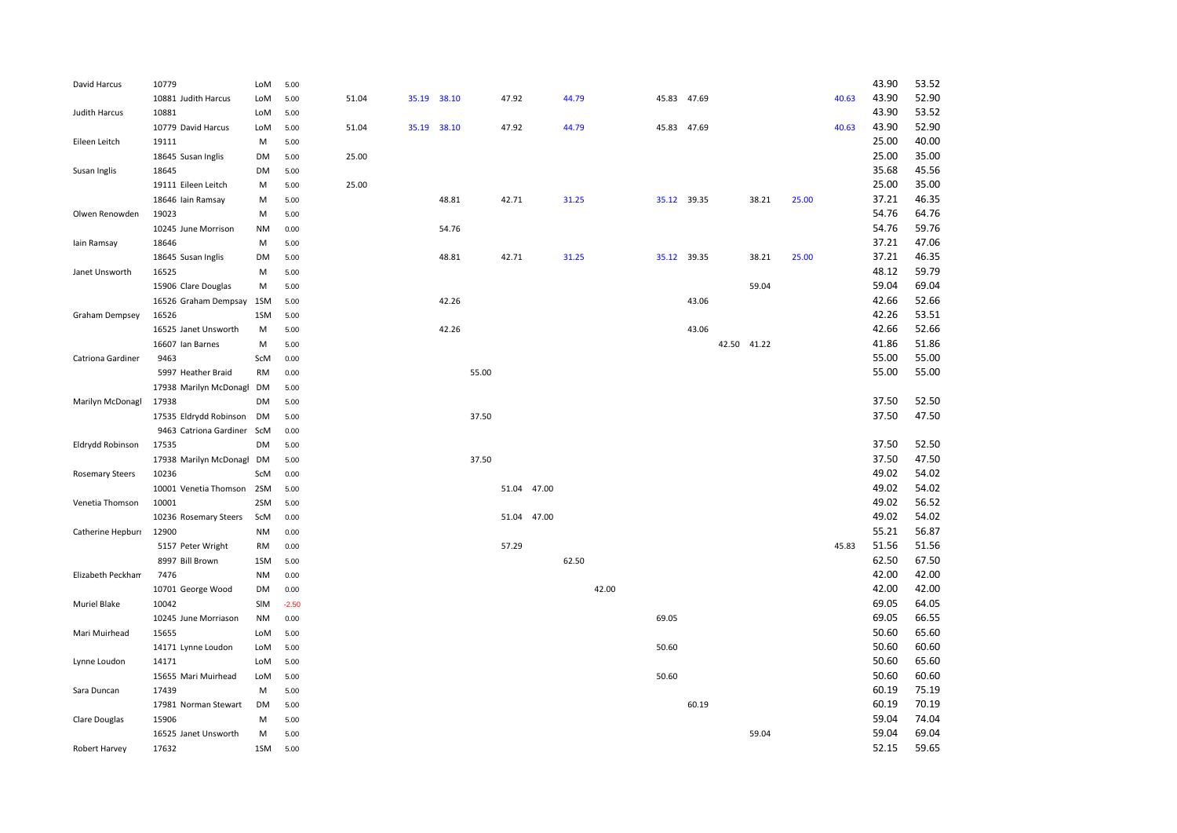| | | | | | | | | | | | | | | | | | | | |
|---|---|---|---|---|---|---|---|---|---|---|---|---|---|---|---|---|---|---|---|
| David Harcus | 10779 | LoM | 5.00 | | | | | | | | | | | | | | | 43.90 | 53.52 |
| | 10881 Judith Harcus | LoM | 5.00 | 51.04 | 35.19 | 38.10 | | 47.92 | | 44.79 | | 45.83 | 47.69 | | | | 40.63 | 43.90 | 52.90 |
| Judith Harcus | 10881 | LoM | 5.00 | | | | | | | | | | | | | | | 43.90 | 53.52 |
| | 10779 David Harcus | LoM | 5.00 | 51.04 | 35.19 | 38.10 | | 47.92 | | 44.79 | | 45.83 | 47.69 | | | | 40.63 | 43.90 | 52.90 |
| Eileen Leitch | 19111 | M | 5.00 | | | | | | | | | | | | | | | 25.00 | 40.00 |
| | 18645 Susan Inglis | DM | 5.00 | 25.00 | | | | | | | | | | | | | | 25.00 | 35.00 |
| Susan Inglis | 18645 | DM | 5.00 | | | | | | | | | | | | | | | 35.68 | 45.56 |
| | 19111 Eileen Leitch | M | 5.00 | 25.00 | | | | | | | | | | | | | | 25.00 | 35.00 |
| | 18646 Iain Ramsay | M | 5.00 | | | 48.81 | | 42.71 | | 31.25 | | 35.12 | 39.35 | | 38.21 | 25.00 | | 37.21 | 46.35 |
| Olwen Renowden | 19023 | M | 5.00 | | | | | | | | | | | | | | | 54.76 | 64.76 |
| | 10245 June Morrison | NM | 0.00 | | | 54.76 | | | | | | | | | | | | 54.76 | 59.76 |
| Iain Ramsay | 18646 | M | 5.00 | | | | | | | | | | | | | | | 37.21 | 47.06 |
| | 18645 Susan Inglis | DM | 5.00 | | | 48.81 | | 42.71 | | 31.25 | | 35.12 | 39.35 | | 38.21 | 25.00 | | 37.21 | 46.35 |
| Janet Unsworth | 16525 | M | 5.00 | | | | | | | | | | | | | | | 48.12 | 59.79 |
| | 15906 Clare Douglas | M | 5.00 | | | | | | | | | | | | 59.04 | | | 59.04 | 69.04 |
| | 16526 Graham Dempsay | 1SM | 5.00 | | | 42.26 | | | | | | | 43.06 | | | | | 42.66 | 52.66 |
| Graham Dempsey | 16526 | 1SM | 5.00 | | | | | | | | | | | | | | | 42.26 | 53.51 |
| | 16525 Janet Unsworth | M | 5.00 | | | 42.26 | | | | | | | 43.06 | | | | | 42.66 | 52.66 |
| | 16607 Ian Barnes | M | 5.00 | | | | | | | | | | | 42.50 | 41.22 | | | 41.86 | 51.86 |
| Catriona Gardiner | 9463 | ScM | 0.00 | | | | | | | | | | | | | | | 55.00 | 55.00 |
| | 5997 Heather Braid | RM | 0.00 | | | | 55.00 | | | | | | | | | | | 55.00 | 55.00 |
| | 17938 Marilyn McDonagl | DM | 5.00 | | | | | | | | | | | | | | | | |
| Marilyn McDonagl | 17938 | DM | 5.00 | | | | | | | | | | | | | | | 37.50 | 52.50 |
| | 17535 Eldrydd Robinson | DM | 5.00 | | | | 37.50 | | | | | | | | | | | 37.50 | 47.50 |
| | 9463 Catriona Gardiner | ScM | 0.00 | | | | | | | | | | | | | | | | |
| Eldrydd Robinson | 17535 | DM | 5.00 | | | | | | | | | | | | | | | 37.50 | 52.50 |
| | 17938 Marilyn McDonagl | DM | 5.00 | | | | 37.50 | | | | | | | | | | | 37.50 | 47.50 |
| Rosemary Steers | 10236 | ScM | 0.00 | | | | | | | | | | | | | | | 49.02 | 54.02 |
| | 10001 Venetia Thomson | 2SM | 5.00 | | | | | 51.04 | 47.00 | | | | | | | | | 49.02 | 54.02 |
| Venetia Thomson | 10001 | 2SM | 5.00 | | | | | | | | | | | | | | | 49.02 | 56.52 |
| | 10236 Rosemary Steers | ScM | 0.00 | | | | | 51.04 | 47.00 | | | | | | | | | 49.02 | 54.02 |
| Catherine Hepburn | 12900 | NM | 0.00 | | | | | | | | | | | | | | | 55.21 | 56.87 |
| | 5157 Peter Wright | RM | 0.00 | | | | | 57.29 | | | | | | | | | 45.83 | 51.56 | 51.56 |
| | 8997 Bill Brown | 1SM | 5.00 | | | | | | | 62.50 | | | | | | | | 62.50 | 67.50 |
| Elizabeth Peckham | 7476 | NM | 0.00 | | | | | | | | | | | | | | | 42.00 | 42.00 |
| | 10701 George Wood | DM | 0.00 | | | | | | | | 42.00 | | | | | | | 42.00 | 42.00 |
| Muriel Blake | 10042 | SlM | -2.50 | | | | | | | | | | | | | | | 69.05 | 64.05 |
| | 10245 June Morriason | NM | 0.00 | | | | | | | | | 69.05 | | | | | | 69.05 | 66.55 |
| Mari Muirhead | 15655 | LoM | 5.00 | | | | | | | | | | | | | | | 50.60 | 65.60 |
| | 14171 Lynne Loudon | LoM | 5.00 | | | | | | | | | 50.60 | | | | | | 50.60 | 60.60 |
| Lynne Loudon | 14171 | LoM | 5.00 | | | | | | | | | | | | | | | 50.60 | 65.60 |
| | 15655 Mari Muirhead | LoM | 5.00 | | | | | | | | | 50.60 | | | | | | 50.60 | 60.60 |
| Sara Duncan | 17439 | M | 5.00 | | | | | | | | | | | | | | | 60.19 | 75.19 |
| | 17981 Norman Stewart | DM | 5.00 | | | | | | | | | | 60.19 | | | | | 60.19 | 70.19 |
| Clare Douglas | 15906 | M | 5.00 | | | | | | | | | | | | | | | 59.04 | 74.04 |
| | 16525 Janet Unsworth | M | 5.00 | | | | | | | | | | | | 59.04 | | | 59.04 | 69.04 |
| Robert Harvey | 17632 | 1SM | 5.00 | | | | | | | | | | | | | | | 52.15 | 59.65 |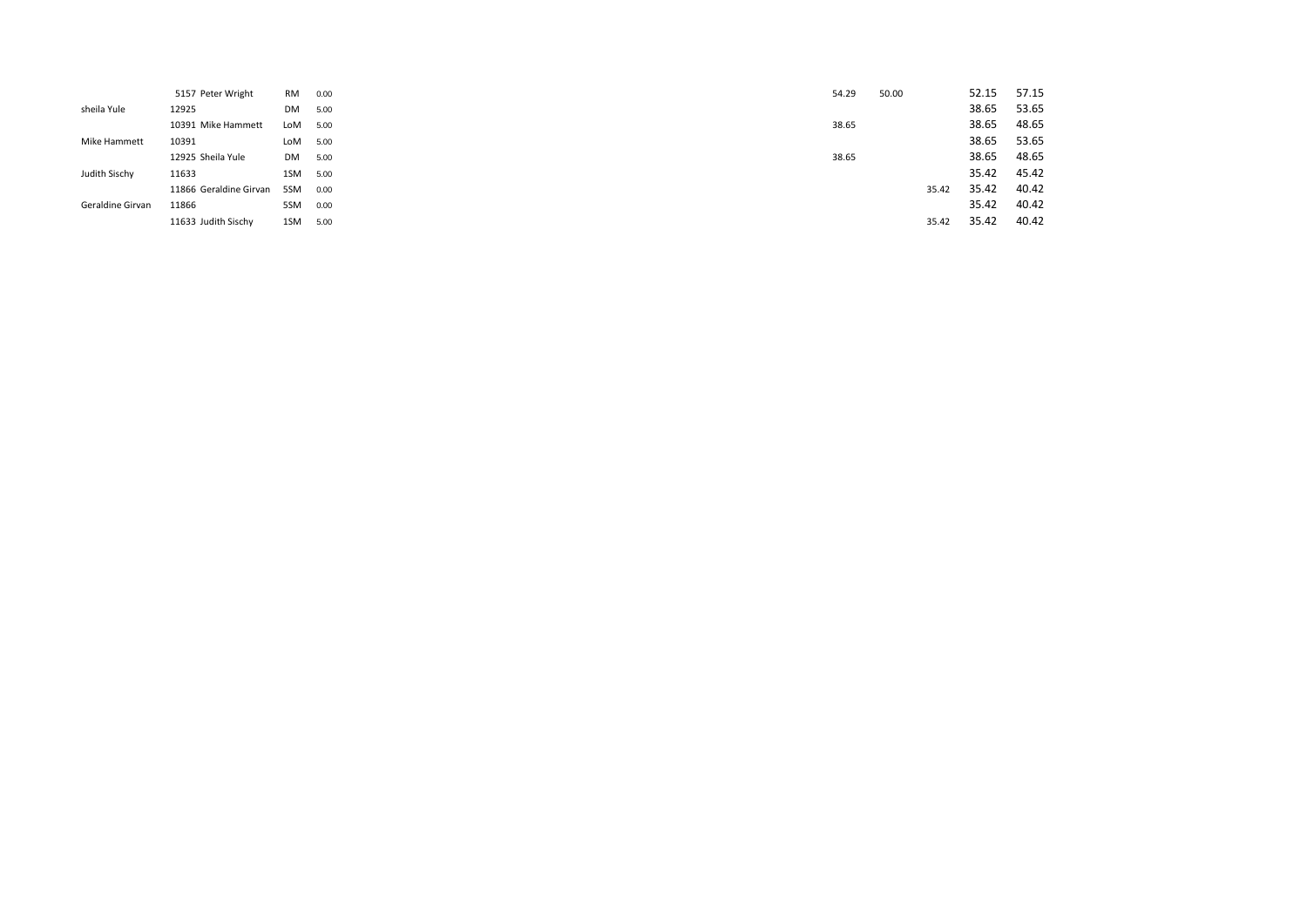| | | | | | | | | | |
|---|---|---|---|---|---|---|---|---|---|
| | 5157 Peter Wright | RM | 0.00 | 54.29 | 50.00 | | 52.15 | 57.15 |
| sheila Yule | 12925 | DM | 5.00 | | | | 38.65 | 53.65 |
| | 10391 Mike Hammett | LoM | 5.00 | 38.65 | | | 38.65 | 48.65 |
| Mike Hammett | 10391 | LoM | 5.00 | | | | 38.65 | 53.65 |
| | 12925 Sheila Yule | DM | 5.00 | 38.65 | | | 38.65 | 48.65 |
| Judith Sischy | 11633 | 1SM | 5.00 | | | | 35.42 | 45.42 |
| | 11866 Geraldine Girvan | 5SM | 0.00 | | | 35.42 | 35.42 | 40.42 |
| Geraldine Girvan | 11866 | 5SM | 0.00 | | | | 35.42 | 40.42 |
| | 11633 Judith Sischy | 1SM | 5.00 | | | 35.42 | 35.42 | 40.42 |